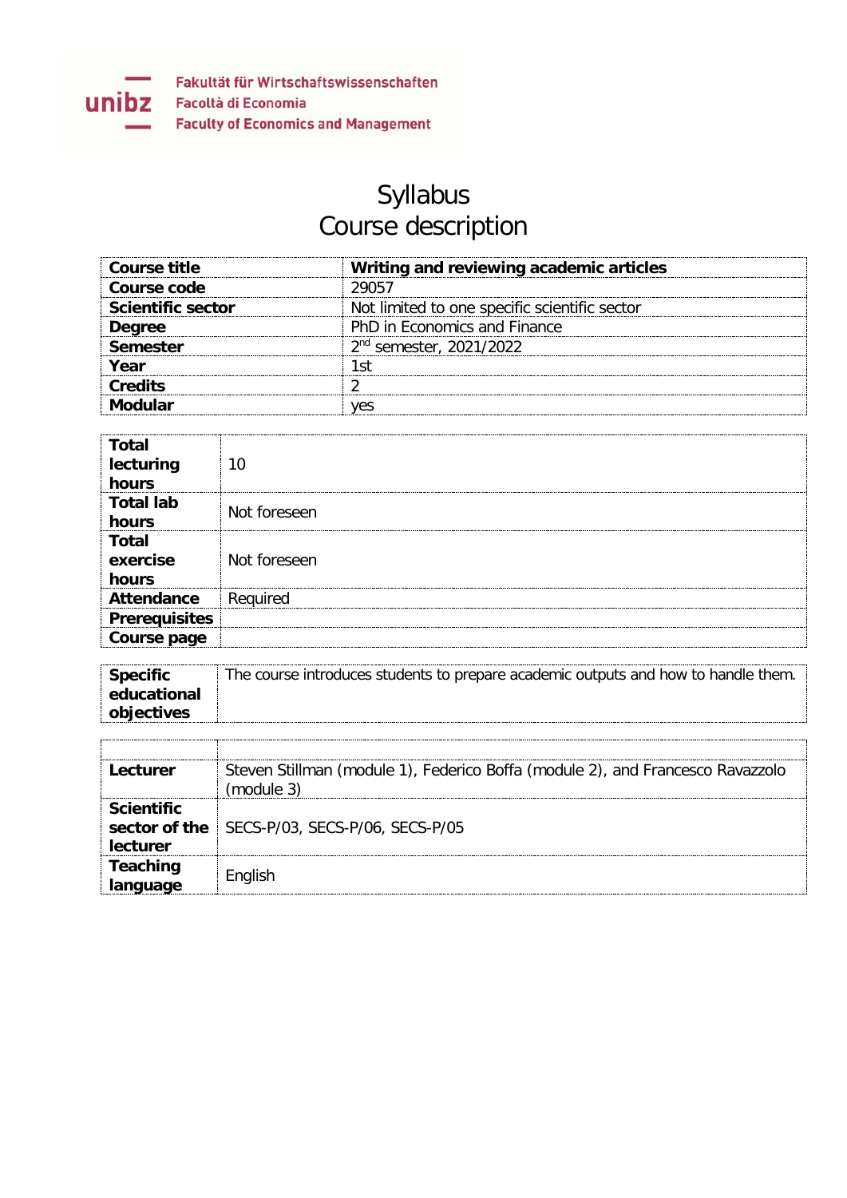Fakultät für Wirtschaftswissenschaften
Facoltà di Economia
Faculty of Economics and Management

# Syllabus
# Course description

| **Course title** | **Writing and reviewing academic articles** |
|---|---|
| **Course code** | 29057 |
| **Scientific sector** | Not limited to one specific scientific sector |
| **Degree** | PhD in Economics and Finance |
| **Semester** | 2nd semester, 2021/2022 |
| **Year** | 1st |
| **Credits** | 2 |
| **Modular** | yes |

| **Total lecturing hours** | 10 |
|---|---|
| **Total lab hours** | Not foreseen |
| **Total exercise hours** | Not foreseen |
| **Attendance** | Required |
| **Prerequisites** | |
| **Course page** | |

| **Specific educational objectives** | The course introduces students to prepare academic outputs and how to handle them. |
|---|---|

| | |
|---|---|
| **Lecturer** | Steven Stillman (module 1), Federico Boffa (module 2), and Francesco Ravazzolo (module 3) |
| **Scientific sector of the lecturer** | SECS-P/03, SECS-P/06, SECS-P/05 |
| **Teaching language** | English |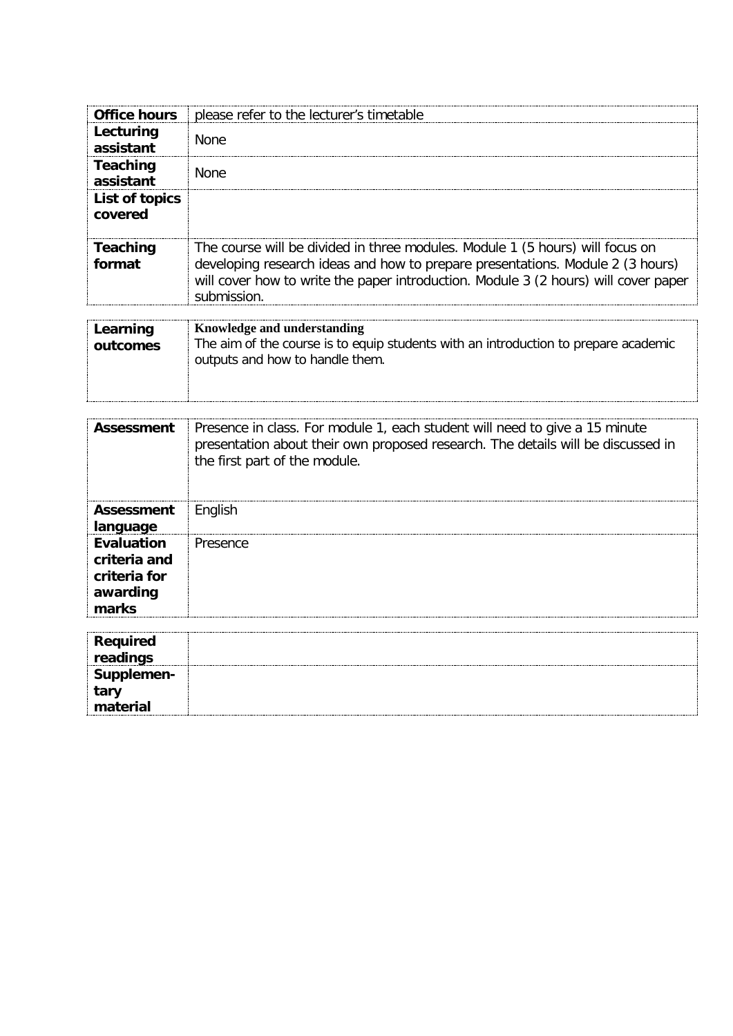| | |
|---|---|
| **Office hours** | please refer to the lecturer's timetable |
| **Lecturing assistant** | None |
| **Teaching assistant** | None |
| **List of topics covered** | |
| **Teaching format** | The course will be divided in three modules. Module 1 (5 hours) will focus on developing research ideas and how to prepare presentations. Module 2 (3 hours) will cover how to write the paper introduction. Module 3 (2 hours) will cover paper submission. |

| | |
|---|---|
| **Learning outcomes** | **Knowledge and understanding**<br>The aim of the course is to equip students with an introduction to prepare academic outputs and how to handle them. |

| | |
|---|---|
| **Assessment** | Presence in class. For module 1, each student will need to give a 15 minute presentation about their own proposed research. The details will be discussed in the first part of the module. |
| **Assessment language** | English |
| **Evaluation criteria and criteria for awarding marks** | Presence |

| | |
|---|---|
| **Required readings** | |
| **Supplementary material** | |